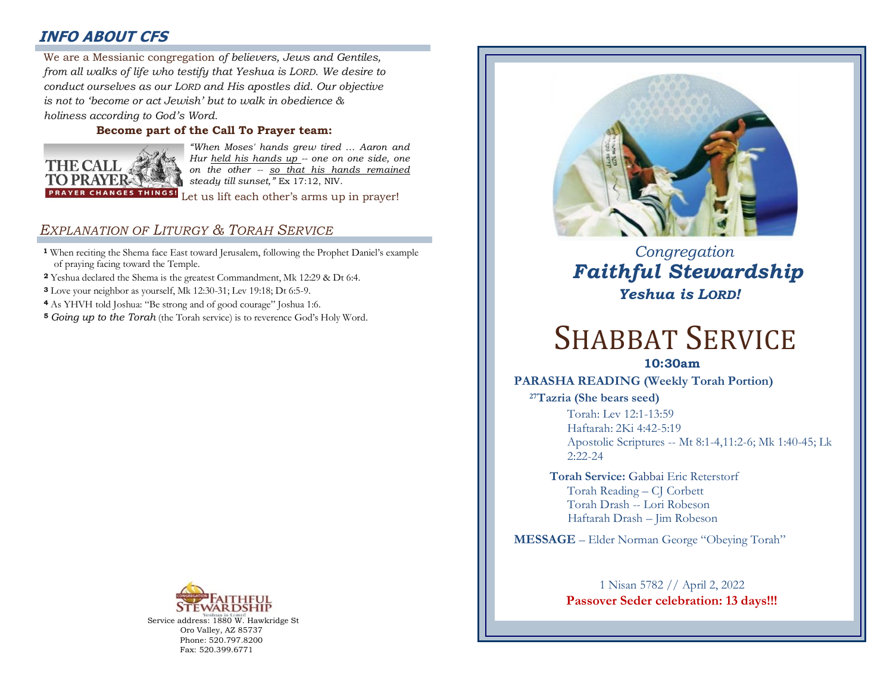## INFO ABOUT CFS

We are a Messianic congregation *of believers, Jews and Gentiles, from all walks of life who testify that Yeshua is LORD. We desire to conduct ourselves as our LORD and His apostles did. Our objective is not to 'become or act Jewish' but to walk in obedience & holiness according to God's Word.*

**Become part of the Call To Prayer team:**

THE CALL TO PRAYER — PRAYER CHANGES THINGS!

*"When Moses' hands grew tired ... Aaron and Hur held his hands up -- one on one side, one on the other -- so that his hands remained steady till sunset,"* Ex 17:12, NIV.

Let us lift each other's arms up in prayer!

## *EXPLANATION OF LITURGY & TORAH SERVICE*

**1** When reciting the Shema face East toward Jerusalem, following the Prophet Daniel's example of praying facing toward the Temple.

**2** Yeshua declared the Shema is the greatest Commandment, Mk 12:29 & Dt 6:4.

**3** Love your neighbor as yourself, Mk 12:30-31; Lev 19:18; Dt 6:5-9.

**4** As YHVH told Joshua: "Be strong and of good courage" Joshua 1:6.

**5** *Going up to the Torah* (the Torah service) is to reverence God's Holy Word.

CONGREGATION FAITHFUL STEWARDSHIP
Yeshua is Lord!

Service address: 1880 W. Hawkridge St
Oro Valley, AZ 85737
Phone: 520.797.8200
Fax: 520.399.6771

*Congregation*
***Faithful Stewardship***
***Yeshua is LORD!***

# SHABBAT SERVICE

**10:30am**

**PARASHA READING (Weekly Torah Portion)**

**[27]Tazria (She bears seed)**

Torah: Lev 12:1-13:59
Haftarah: 2Ki 4:42-5:19
Apostolic Scriptures -- Mt 8:1-4,11:2-6; Mk 1:40-45; Lk 2:22-24

**Torah Service:** Gabbai Eric Reterstorf
Torah Reading – CJ Corbett
Torah Drash -- Lori Robeson
Haftarah Drash – Jim Robeson

**MESSAGE** – Elder Norman George "Obeying Torah"

1 Nisan 5782 // April 2, 2022
**Passover Seder celebration: 13 days!!!**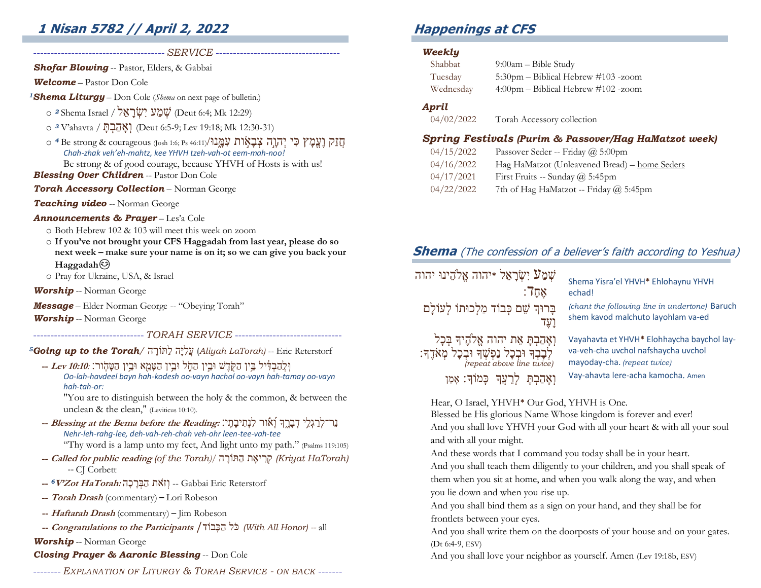# 1 Nisan 5782 // April 2, 2022

------------------------------------- *SERVICE* -----------------------------------

***Shofar Blowing*** -- Pastor, Elders, & Gabbai

***Welcome*** – Pastor Don Cole

[1]***Shema Liturgy*** – Don Cole (*Shema* on next page of bulletin.)

- [2] Shema Israel / שְׁמַע יִשְׂרָאֵל (Deut 6:4; Mk 12:29)
- [3] V'ahavta / וְאָהַבְתָּ (Deut 6:5-9; Lev 19:18; Mk 12:30-31)
- [4] Be strong & courageous (Josh 1:6; Ps 46:11)/חֲזַק וֶאֱמָץ כִּי יְהוָה צְבָאוֹת עִמָּנוּ
  *Chah-zhak veh'eh-mahtz, kee YHVH tzeh-vah-ot eem-mah-noo!*
  Be strong & of good courage, because YHVH of Hosts is with us!

***Blessing Over Children*** -- Pastor Don Cole

***Torah Accessory Collection*** – Norman George

***Teaching video*** -- Norman George

***Announcements & Prayer*** – Les'a Cole

- Both Hebrew 102 & 103 will meet this week on zoom
- **If you've not brought your CFS Haggadah from last year, please do so next week – make sure your name is on it; so we can give you back your Haggadah**😊
- Pray for Ukraine, USA, & Israel

***Worship*** -- Norman George

***Message*** – Elder Norman George -- "Obeying Torah"

***Worship*** -- Norman George

------------------------------- *TORAH SERVICE* -------------------------------

[5]***Going up to the Torah***/ עֲלִיָּה לַתּוֹרָה (*Aliyah LaTorah*) -- Eric Reterstorf

- -- ***Lev 10:10:*** וּלְֽהַבְדִּ֔יל בֵּ֥ין הַקֹּ֖דֶשׁ וּבֵ֣ין הַחֹ֑ל וּבֵ֥ין הַטָּמֵ֖א וּבֵ֥ין הַטָּהֽוֹר׃
  *Oo-lah-havdeel bayn hah-kodesh oo-vayn hachol oo-vayn hah-tamay oo-vayn hah-tah-or:*
  "You are to distinguish between the holy & the common, & between the unclean & the clean," (Leviticus 10:10).
- -- ***Blessing at the Bema before the Reading:*** נֵר־לְרַגְלִ֥י דְבָרֶ֑ךָ וְ֝א֗וֹר לִנְתִיבָתִֽי׃
  *Nehr-leh-rahg-lee, deh-vah-reh-chah veh-ohr leen-tee-vah-tee*
  "Thy word is a lamp unto my feet, And light unto my path." (Psalms 119:105)
- -- ***Called for public reading*** *(of the Torah)*/ קְרִיאַת הַתּוֹרָה *(Kriyat HaTorah)* -- CJ Corbett
- -- [6]***V'Zot HaTorah:*** וְזֹאת הַבְּרָכָה -- Gabbai Eric Reterstorf
- -- ***Torah Drash*** (commentary) – Lori Robeson
- -- ***Haftarah Drash*** (commentary) – Jim Robeson
- -- ***Congratulations to the Participants*** /כֹּל הַכָּבוֹד *(With All Honor)* -- all

***Worship*** -- Norman George

***Closing Prayer & Aaronic Blessing*** -- Don Cole

-------- *EXPLANATION OF LITURGY & TORAH SERVICE - ON BACK* -------

# Happenings at CFS

### *Weekly*

| | |
|---|---|
| Shabbat | 9:00am – Bible Study |
| Tuesday | 5:30pm – Biblical Hebrew #103 -zoom |
| Wednesday | 4:00pm – Biblical Hebrew #102 -zoom |

### *April*

| | |
|---|---|
| 04/02/2022 | Torah Accessory collection |

### *Spring Festivals (Purim & Passover/Hag HaMatzot week)*

| | |
|---|---|
| 04/15/2022 | Passover Seder -- Friday @ 5:00pm |
| 04/16/2022 | Hag HaMatzot (Unleavened Bread) – home Seders |
| 04/17/2021 | First Fruits -- Sunday @ 5:45pm |
| 04/22/2022 | 7th of Hag HaMatzot -- Friday @ 5:45pm |

## *Shema* (The confession of a believer's faith according to Yeshua)

| | |
|---|---|
| שְׁמַע יִשְׂרָאֵל \*יהוה אֱלֹהֵינוּ יהוה אֶחָד׃ | Shema Yisra'el YHVH\* Ehlohaynu YHVH echad! |
| בָּרוּךְ שֵׁם כְּבוֹד מַלְכוּתוֹ לְעוֹלָם וָעֶד | *(chant the following line in undertone)* Baruch shem kavod malchuto layohlam va-ed |
| וְאָהַבְתָּ אֵת יהוה אֱלֹהֶיךָ בְּכָל לְבָבְךָ וּבְכָל נַפְשְׁךָ וּבְכָל מְאֹדֶךָ׃ *(repeat above line twice)* | Vayahavta et YHVH\* Elohhaycha baychol lay-va-veh-cha uvchol nafshaycha uvchol mayoday-cha. *(repeat twice)* |
| וְאָהַבְתָּ לְרֵעֲךָ כָּמוֹךָ: אָמֵן | Vay-ahavta lere-acha kamocha. Amen |

Hear, O Israel, YHVH\* Our God, YHVH is One.
Blessed be His glorious Name Whose kingdom is forever and ever!
And you shall love YHVH your God with all your heart & with all your soul and with all your might.
And these words that I command you today shall be in your heart.
And you shall teach them diligently to your children, and you shall speak of them when you sit at home, and when you walk along the way, and when you lie down and when you rise up.
And you shall bind them as a sign on your hand, and they shall be for frontlets between your eyes.
And you shall write them on the doorposts of your house and on your gates. (Dt 6:4-9, ESV)
And you shall love your neighbor as yourself. Amen (Lev 19:18b, ESV)